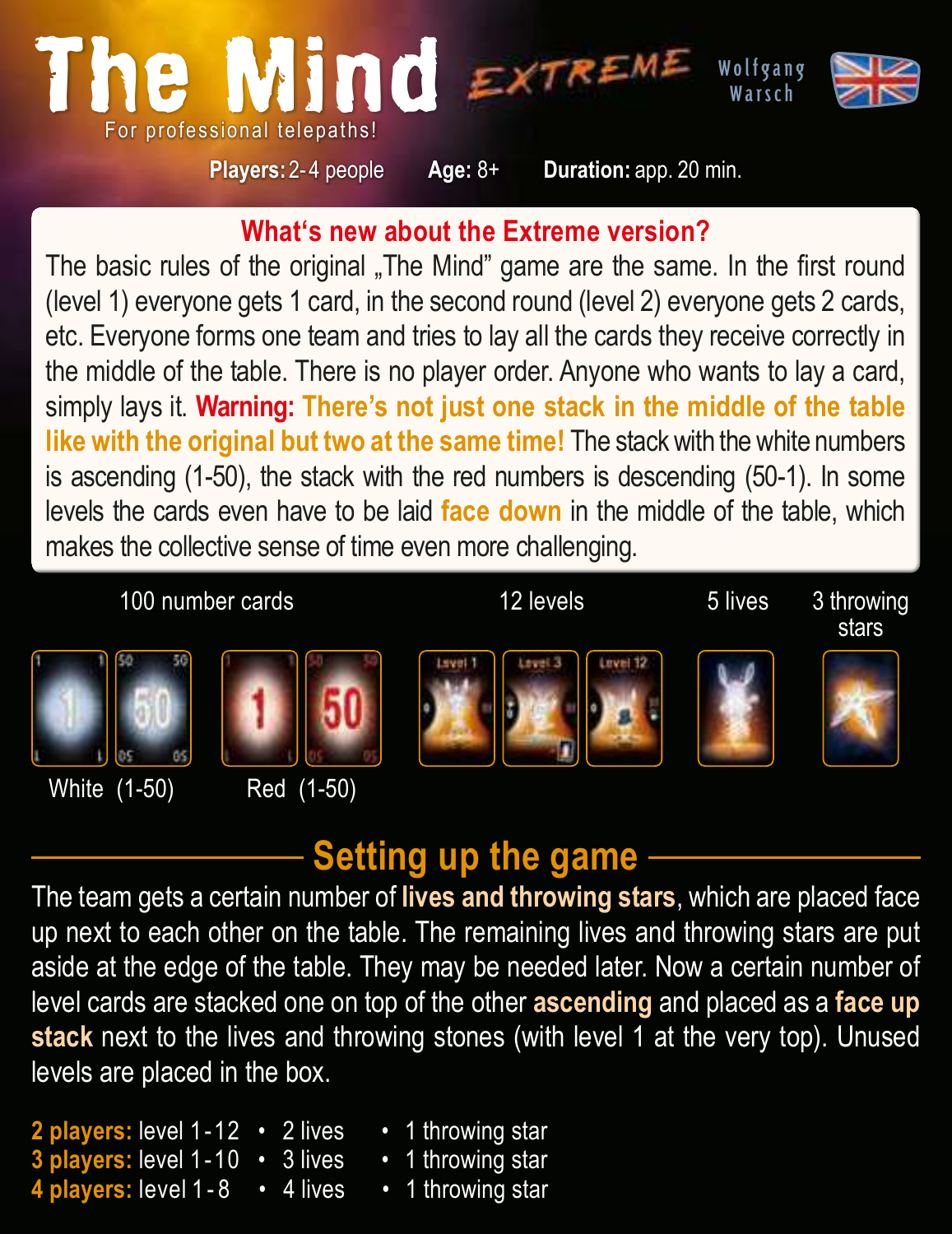# The Mind EXTREME

For professional telepaths!

Wolfgang Warsch

**Players:** 2-4 people **Age:** 8+ **Duration:** app. 20 min.

## What's new about the Extreme version?

The basic rules of the original „The Mind" game are the same. In the first round (level 1) everyone gets 1 card, in the second round (level 2) everyone gets 2 cards, etc. Everyone forms one team and tries to lay all the cards they receive correctly in the middle of the table. There is no player order. Anyone who wants to lay a card, simply lays it. **Warning: There's not just one stack in the middle of the table like with the original but two at the same time!** The stack with the white numbers is ascending (1-50), the stack with the red numbers is descending (50-1). In some levels the cards even have to be laid **face down** in the middle of the table, which makes the collective sense of time even more challenging.

100 number cards — White (1-50), Red (1-50)

12 levels

5 lives

3 throwing stars

## Setting up the game

The team gets a certain number of **lives and throwing stars**, which are placed face up next to each other on the table. The remaining lives and throwing stars are put aside at the edge of the table. They may be needed later. Now a certain number of level cards are stacked one on top of the other **ascending** and placed as a **face up stack** next to the lives and throwing stones (with level 1 at the very top). Unused levels are placed in the box.

**2 players:** level 1-12 • 2 lives • 1 throwing star
**3 players:** level 1-10 • 3 lives • 1 throwing star
**4 players:** level 1-8 • 4 lives • 1 throwing star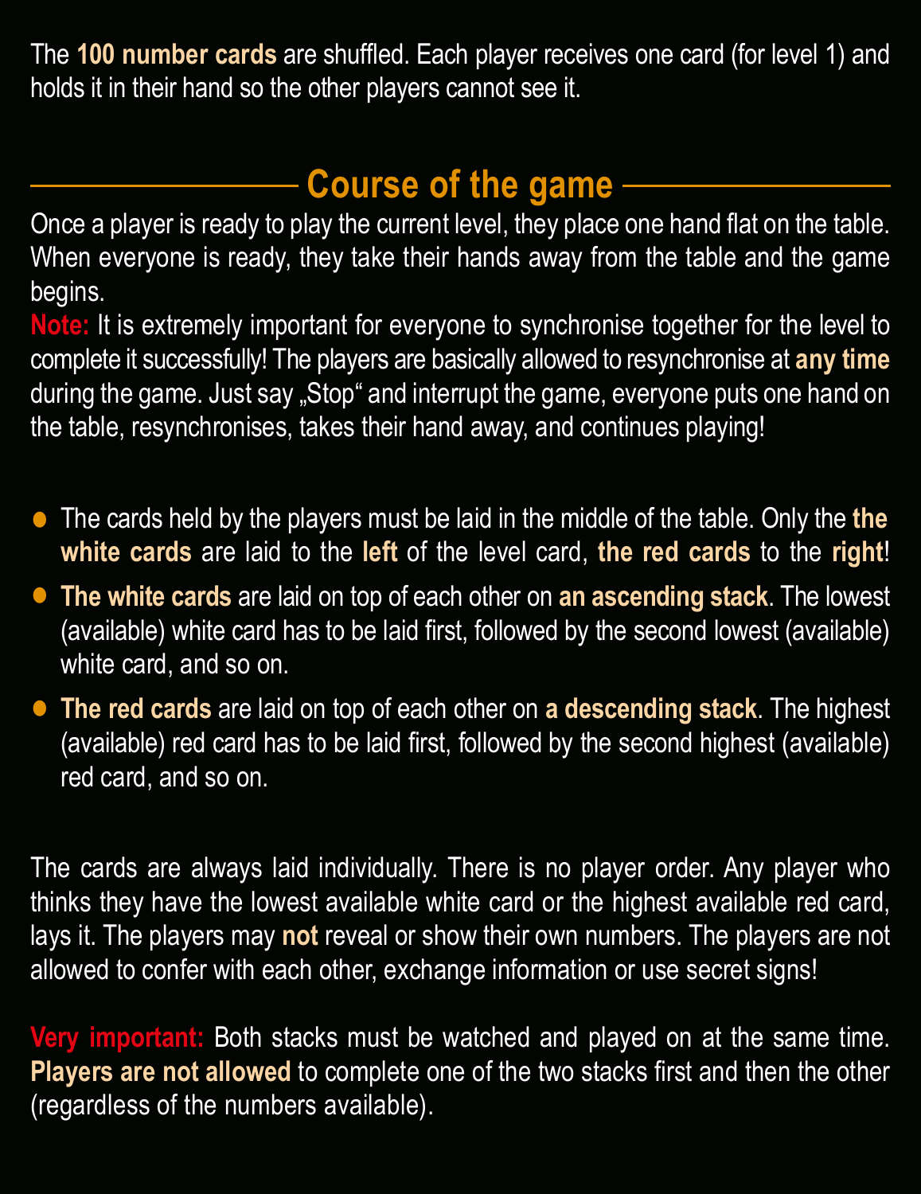The **100 number cards** are shuffled. Each player receives one card (for level 1) and holds it in their hand so the other players cannot see it.

## Course of the game

Once a player is ready to play the current level, they place one hand flat on the table. When everyone is ready, they take their hands away from the table and the game begins.

**Note:** It is extremely important for everyone to synchronise together for the level to complete it successfully! The players are basically allowed to resynchronise at **any time** during the game. Just say „Stop“ and interrupt the game, everyone puts one hand on the table, resynchronises, takes their hand away, and continues playing!

- The cards held by the players must be laid in the middle of the table. Only the **the white cards** are laid to the **left** of the level card, **the red cards** to the **right**!
- **The white cards** are laid on top of each other on **an ascending stack**. The lowest (available) white card has to be laid first, followed by the second lowest (available) white card, and so on.
- **The red cards** are laid on top of each other on **a descending stack**. The highest (available) red card has to be laid first, followed by the second highest (available) red card, and so on.

The cards are always laid individually. There is no player order. Any player who thinks they have the lowest available white card or the highest available red card, lays it. The players may **not** reveal or show their own numbers. The players are not allowed to confer with each other, exchange information or use secret signs!

**Very important:** Both stacks must be watched and played on at the same time. **Players are not allowed** to complete one of the two stacks first and then the other (regardless of the numbers available).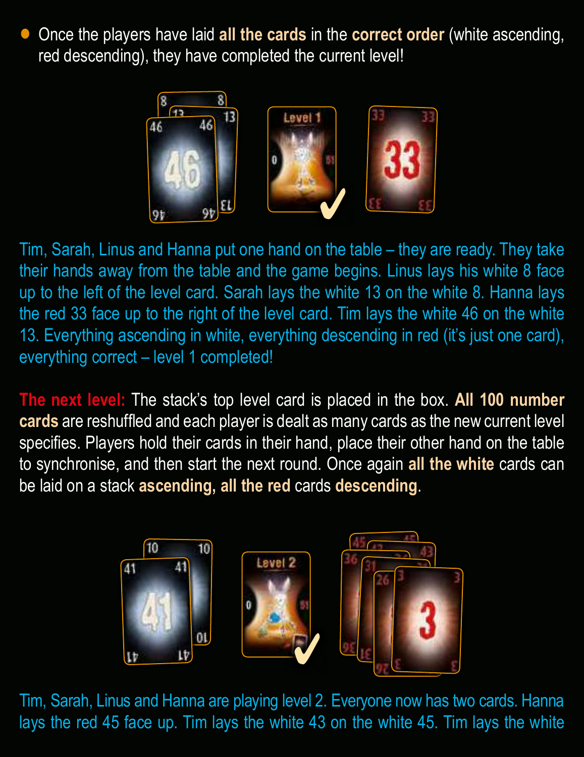- Once the players have laid **all the cards** in the **correct order** (white ascending, red descending), they have completed the current level!

Tim, Sarah, Linus and Hanna put one hand on the table – they are ready. They take their hands away from the table and the game begins. Linus lays his white 8 face up to the left of the level card. Sarah lays the white 13 on the white 8. Hanna lays the red 33 face up to the right of the level card. Tim lays the white 46 on the white 13. Everything ascending in white, everything descending in red (it's just one card), everything correct – level 1 completed!

**The next level:** The stack's top level card is placed in the box. **All 100 number cards** are reshuffled and each player is dealt as many cards as the new current level specifies. Players hold their cards in their hand, place their other hand on the table to synchronise, and then start the next round. Once again **all the white** cards can be laid on a stack **ascending, all the red** cards **descending**.

Tim, Sarah, Linus and Hanna are playing level 2. Everyone now has two cards. Hanna lays the red 45 face up. Tim lays the white 43 on the white 45. Tim lays the white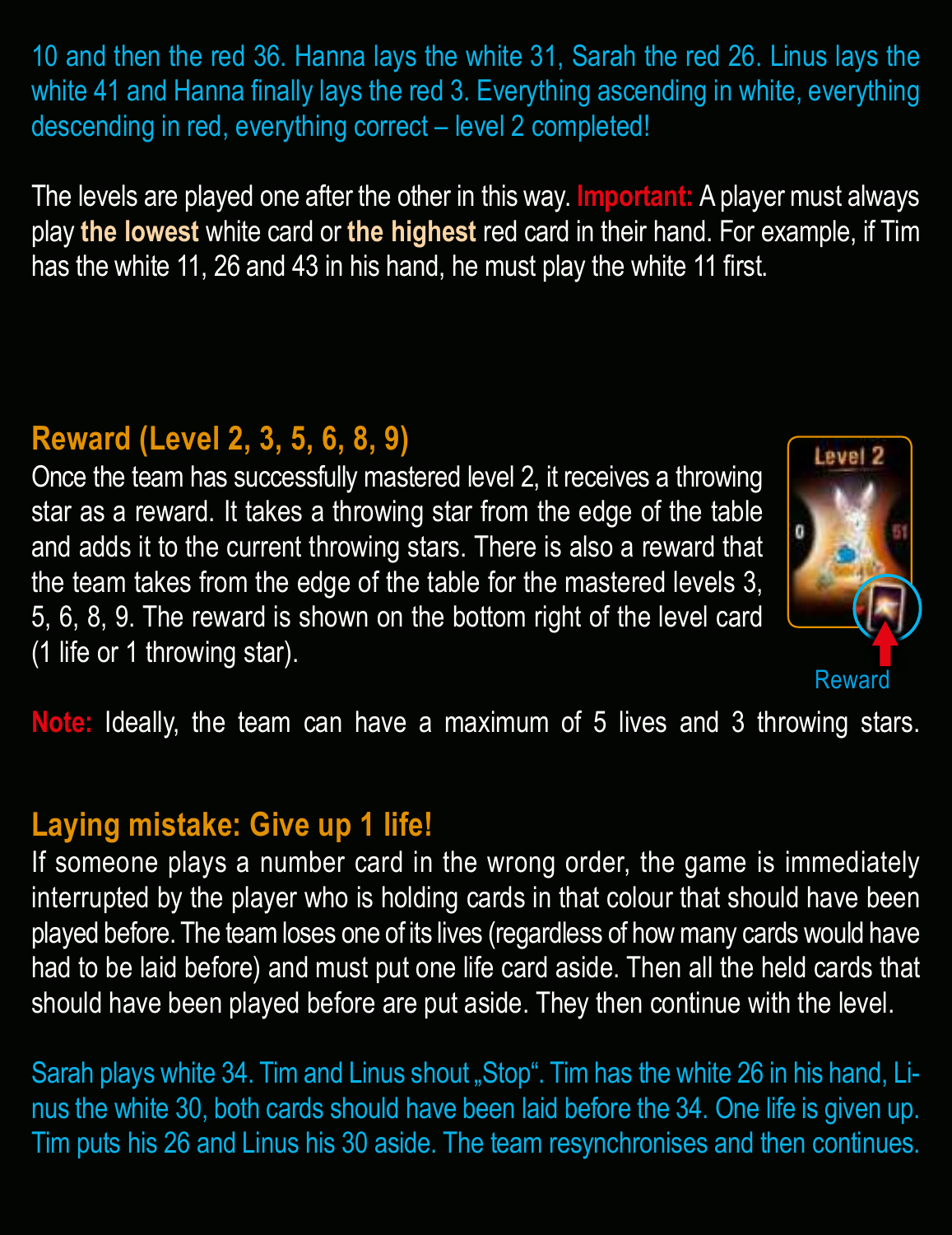10 and then the red 36. Hanna lays the white 31, Sarah the red 26. Linus lays the white 41 and Hanna finally lays the red 3. Everything ascending in white, everything descending in red, everything correct – level 2 completed!

The levels are played one after the other in this way. **Important:** A player must always play **the lowest** white card or **the highest** red card in their hand. For example, if Tim has the white 11, 26 and 43 in his hand, he must play the white 11 first.

## Reward (Level 2, 3, 5, 6, 8, 9)

Once the team has successfully mastered level 2, it receives a throwing star as a reward. It takes a throwing star from the edge of the table and adds it to the current throwing stars. There is also a reward that the team takes from the edge of the table for the mastered levels 3, 5, 6, 8, 9. The reward is shown on the bottom right of the level card (1 life or 1 throwing star).

Reward

**Note:** Ideally, the team can have a maximum of 5 lives and 3 throwing stars.

## Laying mistake: Give up 1 life!

If someone plays a number card in the wrong order, the game is immediately interrupted by the player who is holding cards in that colour that should have been played before. The team loses one of its lives (regardless of how many cards would have had to be laid before) and must put one life card aside. Then all the held cards that should have been played before are put aside. They then continue with the level.

Sarah plays white 34. Tim and Linus shout „Stop". Tim has the white 26 in his hand, Linus the white 30, both cards should have been laid before the 34. One life is given up. Tim puts his 26 and Linus his 30 aside. The team resynchronises and then continues.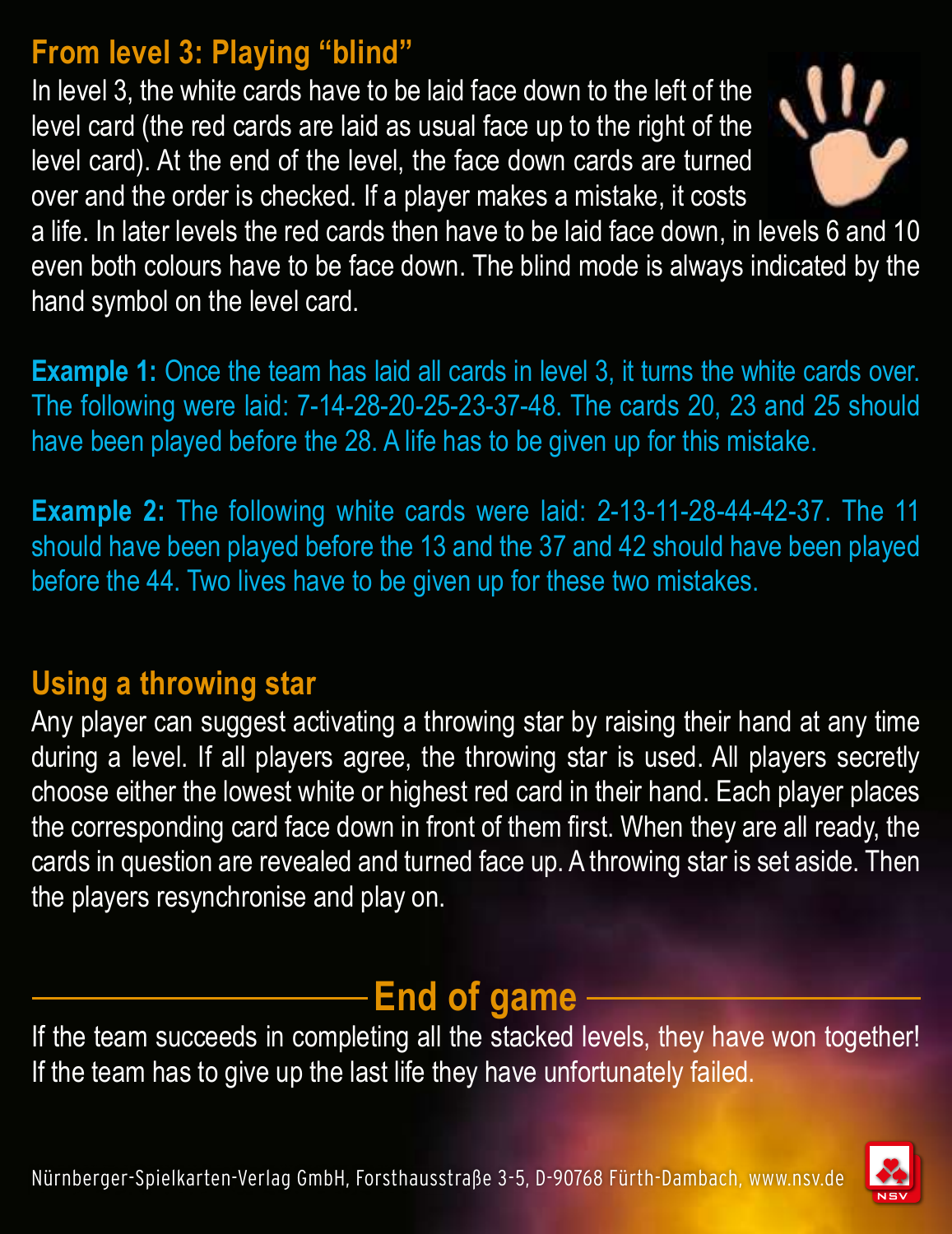## From level 3: Playing "blind"

In level 3, the white cards have to be laid face down to the left of the level card (the red cards are laid as usual face up to the right of the level card). At the end of the level, the face down cards are turned over and the order is checked. If a player makes a mistake, it costs a life. In later levels the red cards then have to be laid face down, in levels 6 and 10 even both colours have to be face down. The blind mode is always indicated by the hand symbol on the level card.

**Example 1:** Once the team has laid all cards in level 3, it turns the white cards over. The following were laid: 7-14-28-20-25-23-37-48. The cards 20, 23 and 25 should have been played before the 28. A life has to be given up for this mistake.

**Example 2:** The following white cards were laid: 2-13-11-28-44-42-37. The 11 should have been played before the 13 and the 37 and 42 should have been played before the 44. Two lives have to be given up for these two mistakes.

## Using a throwing star

Any player can suggest activating a throwing star by raising their hand at any time during a level. If all players agree, the throwing star is used. All players secretly choose either the lowest white or highest red card in their hand. Each player places the corresponding card face down in front of them first. When they are all ready, the cards in question are revealed and turned face up. A throwing star is set aside. Then the players resynchronise and play on.

## End of game

If the team succeeds in completing all the stacked levels, they have won together! If the team has to give up the last life they have unfortunately failed.

Nürnberger-Spielkarten-Verlag GmbH, Forsthausstraße 3-5, D-90768 Fürth-Dambach, www.nsv.de